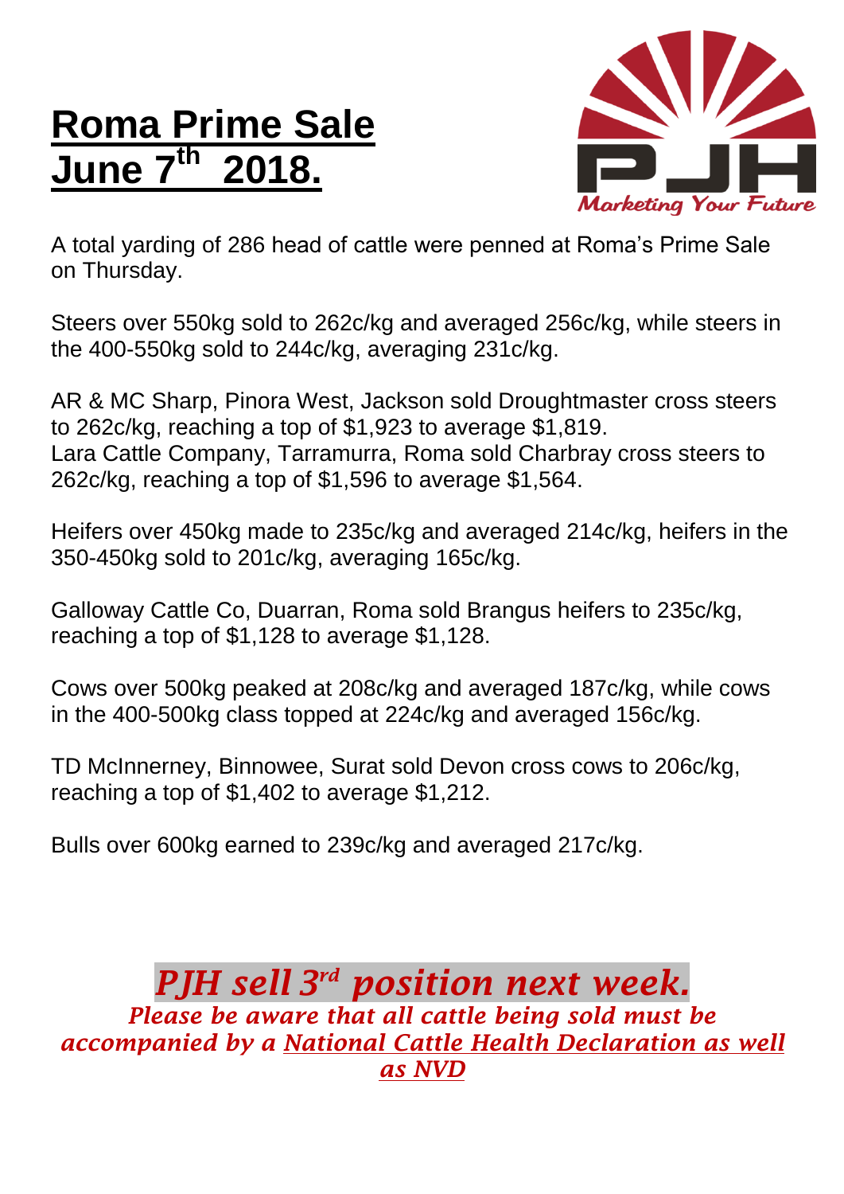# Roma Prime Sale June 7th 2018.

PJH
Marketing Your Future

A total yarding of 286 head of cattle were penned at Roma's Prime Sale on Thursday.

Steers over 550kg sold to 262c/kg and averaged 256c/kg, while steers in the 400-550kg sold to 244c/kg, averaging 231c/kg.

AR & MC Sharp, Pinora West, Jackson sold Droughtmaster cross steers to 262c/kg, reaching a top of $1,923 to average $1,819.
Lara Cattle Company, Tarramurra, Roma sold Charbray cross steers to 262c/kg, reaching a top of $1,596 to average $1,564.

Heifers over 450kg made to 235c/kg and averaged 214c/kg, heifers in the 350-450kg sold to 201c/kg, averaging 165c/kg.

Galloway Cattle Co, Duarran, Roma sold Brangus heifers to 235c/kg, reaching a top of $1,128 to average $1,128.

Cows over 500kg peaked at 208c/kg and averaged 187c/kg, while cows in the 400-500kg class topped at 224c/kg and averaged 156c/kg.

TD McInnerney, Binnowee, Surat sold Devon cross cows to 206c/kg, reaching a top of $1,402 to average $1,212.

Bulls over 600kg earned to 239c/kg and averaged 217c/kg.

***PJH sell 3rd position next week.***

***Please be aware that all cattle being sold must be accompanied by a National Cattle Health Declaration as well as NVD***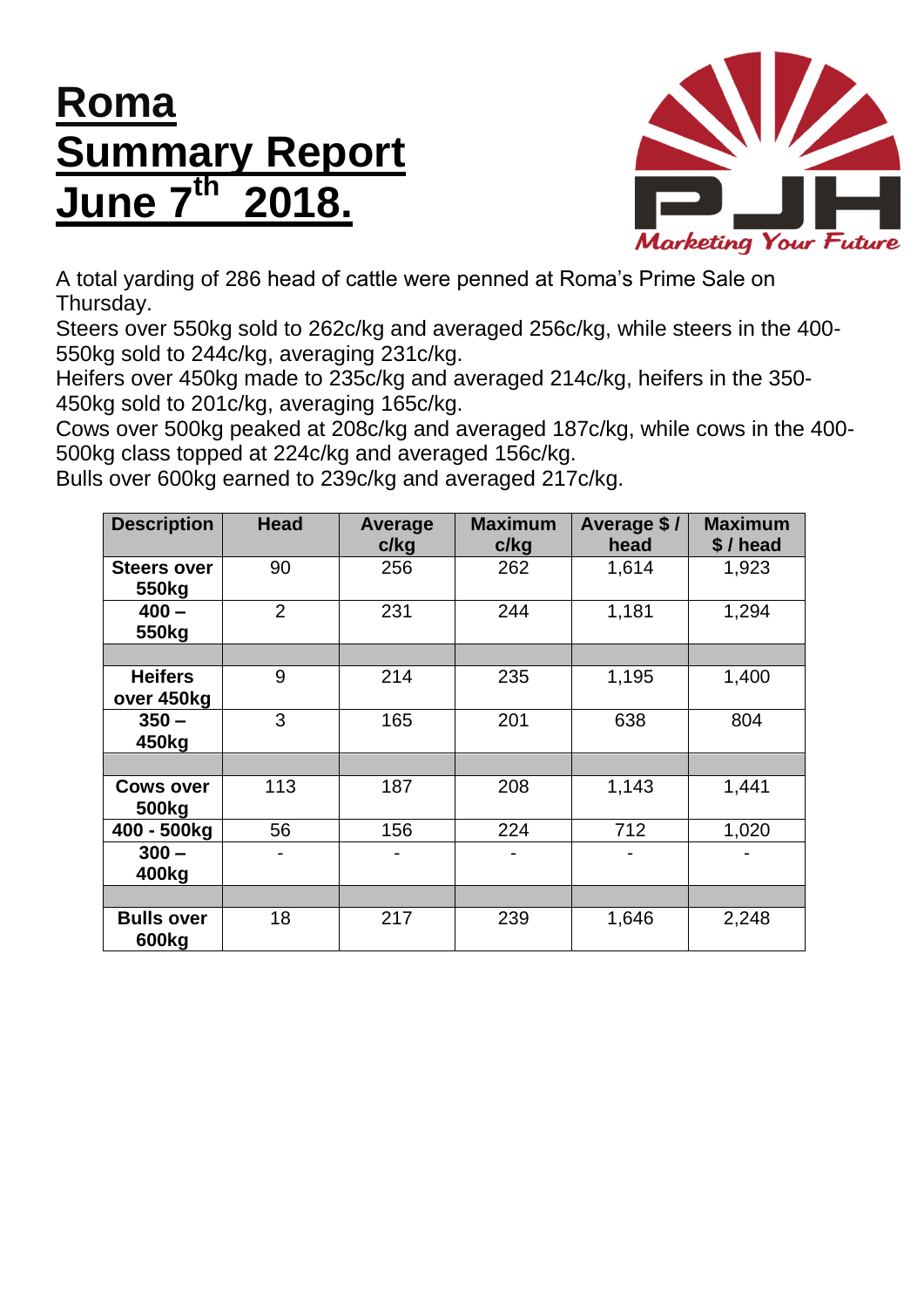# Roma Summary Report June 7th 2018.

PJH Marketing Your Future

A total yarding of 286 head of cattle were penned at Roma's Prime Sale on Thursday.

Steers over 550kg sold to 262c/kg and averaged 256c/kg, while steers in the 400-550kg sold to 244c/kg, averaging 231c/kg.

Heifers over 450kg made to 235c/kg and averaged 214c/kg, heifers in the 350-450kg sold to 201c/kg, averaging 165c/kg.

Cows over 500kg peaked at 208c/kg and averaged 187c/kg, while cows in the 400-500kg class topped at 224c/kg and averaged 156c/kg.

Bulls over 600kg earned to 239c/kg and averaged 217c/kg.

| Description | Head | Average c/kg | Maximum c/kg | Average $ / head | Maximum $ / head |
|---|---|---|---|---|---|
| Steers over 550kg | 90 | 256 | 262 | 1,614 | 1,923 |
| 400 – 550kg | 2 | 231 | 244 | 1,181 | 1,294 |
| | | | | | |
| Heifers over 450kg | 9 | 214 | 235 | 1,195 | 1,400 |
| 350 – 450kg | 3 | 165 | 201 | 638 | 804 |
| | | | | | |
| Cows over 500kg | 113 | 187 | 208 | 1,143 | 1,441 |
| 400 - 500kg | 56 | 156 | 224 | 712 | 1,020 |
| 300 – 400kg | - | - | - | - | - |
| | | | | | |
| Bulls over 600kg | 18 | 217 | 239 | 1,646 | 2,248 |